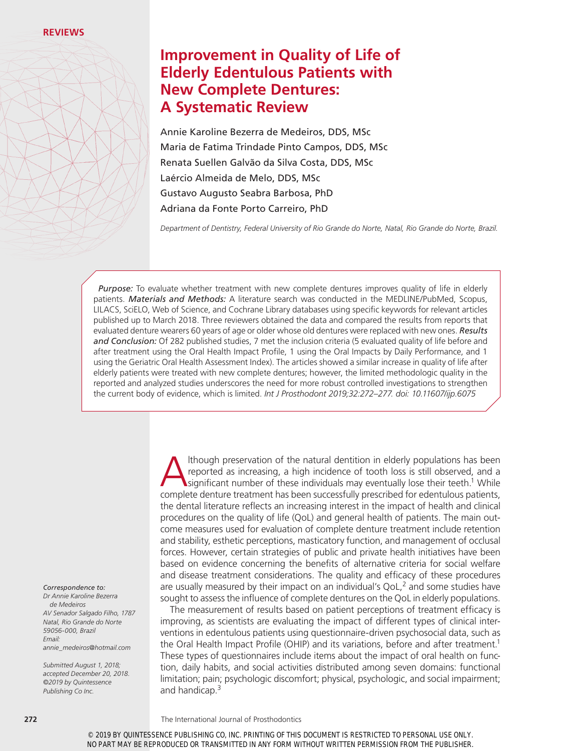REVIEWS

# Improvement in Quality of Life of Elderly Edentulous Patients with New Complete Dentures: A Systematic Review

Annie Karoline Bezerra de Medeiros, DDS, MSc
Maria de Fatima Trindade Pinto Campos, DDS, MSc
Renata Suellen Galvão da Silva Costa, DDS, MSc
Laércio Almeida de Melo, DDS, MSc
Gustavo Augusto Seabra Barbosa, PhD
Adriana da Fonte Porto Carreiro, PhD

*Department of Dentistry, Federal University of Rio Grande do Norte, Natal, Rio Grande do Norte, Brazil.*

***Purpose:*** To evaluate whether treatment with new complete dentures improves quality of life in elderly patients. ***Materials and Methods:*** A literature search was conducted in the MEDLINE/PubMed, Scopus, LILACS, SciELO, Web of Science, and Cochrane Library databases using specific keywords for relevant articles published up to March 2018. Three reviewers obtained the data and compared the results from reports that evaluated denture wearers 60 years of age or older whose old dentures were replaced with new ones. ***Results and Conclusion:*** Of 282 published studies, 7 met the inclusion criteria (5 evaluated quality of life before and after treatment using the Oral Health Impact Profile, 1 using the Oral Impacts by Daily Performance, and 1 using the Geriatric Oral Health Assessment Index). The articles showed a similar increase in quality of life after elderly patients were treated with new complete dentures; however, the limited methodologic quality in the reported and analyzed studies underscores the need for more robust controlled investigations to strengthen the current body of evidence, which is limited. *Int J Prosthodont 2019;32:272–277. doi: 10.11607/ijp.6075*

Although preservation of the natural dentition in elderly populations has been reported as increasing, a high incidence of tooth loss is still observed, and a significant number of these individuals may eventually lose their teeth.[1] While complete denture treatment has been successfully prescribed for edentulous patients, the dental literature reflects an increasing interest in the impact of health and clinical procedures on the quality of life (QoL) and general health of patients. The main outcome measures used for evaluation of complete denture treatment include retention and stability, esthetic perceptions, masticatory function, and management of occlusal forces. However, certain strategies of public and private health initiatives have been based on evidence concerning the benefits of alternative criteria for social welfare and disease treatment considerations. The quality and efficacy of these procedures are usually measured by their impact on an individual's QoL,[2] and some studies have sought to assess the influence of complete dentures on the QoL in elderly populations.

The measurement of results based on patient perceptions of treatment efficacy is improving, as scientists are evaluating the impact of different types of clinical interventions in edentulous patients using questionnaire-driven psychosocial data, such as the Oral Health Impact Profile (OHIP) and its variations, before and after treatment.[1] These types of questionnaires include items about the impact of oral health on function, daily habits, and social activities distributed among seven domains: functional limitation; pain; psychologic discomfort; physical, psychologic, and social impairment; and handicap.[3]

*Correspondence to:*
*Dr Annie Karoline Bezerra de Medeiros*
*AV Senador Salgado Filho, 1787*
*Natal, Rio Grande do Norte*
*59056-000, Brazil*
*Email:*
*annie_medeiros@hotmail.com*

*Submitted August 1, 2018; accepted December 20, 2018.*
*©2019 by Quintessence Publishing Co Inc.*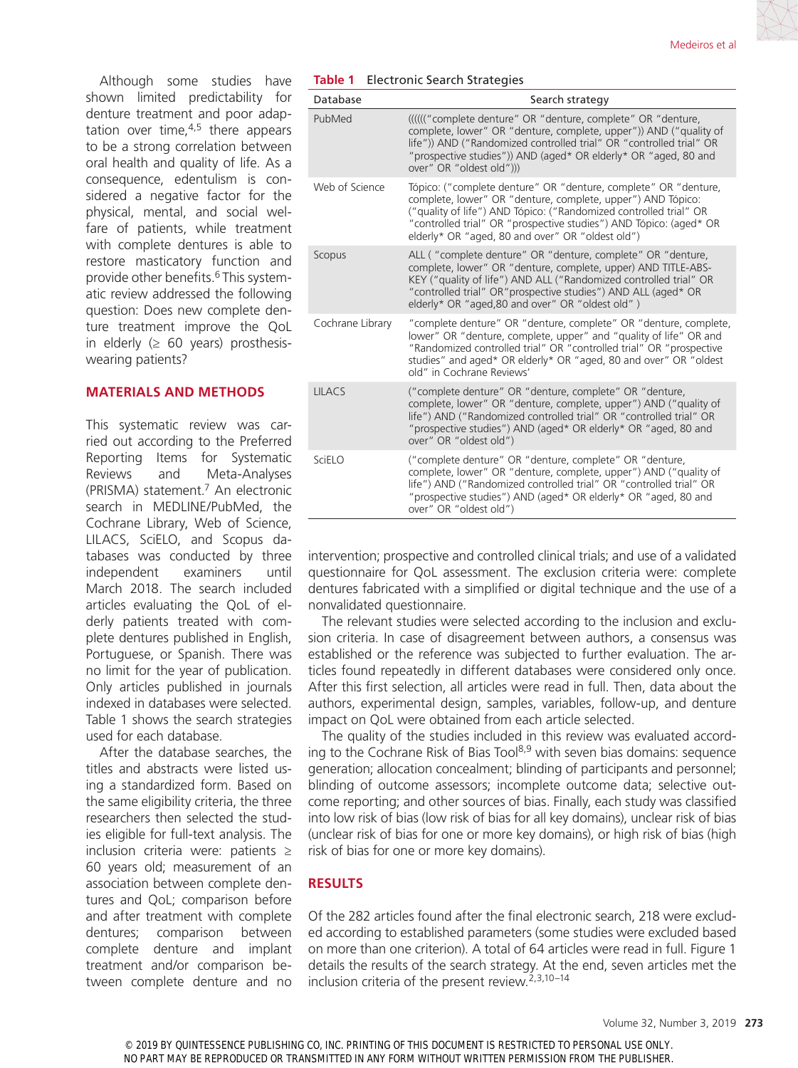Although some studies have shown limited predictability for denture treatment and poor adaptation over time,[4,5] there appears to be a strong correlation between oral health and quality of life. As a consequence, edentulism is considered a negative factor for the physical, mental, and social welfare of patients, while treatment with complete dentures is able to restore masticatory function and provide other benefits.[6] This systematic review addressed the following question: Does new complete denture treatment improve the QoL in elderly (≥ 60 years) prosthesis-wearing patients?

## MATERIALS AND METHODS

This systematic review was carried out according to the Preferred Reporting Items for Systematic Reviews and Meta-Analyses (PRISMA) statement.[7] An electronic search in MEDLINE/PubMed, the Cochrane Library, Web of Science, LILACS, SciELO, and Scopus databases was conducted by three independent examiners until March 2018. The search included articles evaluating the QoL of elderly patients treated with complete dentures published in English, Portuguese, or Spanish. There was no limit for the year of publication. Only articles published in journals indexed in databases were selected. Table 1 shows the search strategies used for each database.

**Table 1** Electronic Search Strategies

| Database | Search strategy |
|---|---|
| PubMed | ((((("complete denture" OR "denture, complete" OR "denture, complete, lower" OR "denture, complete, upper")) AND ("quality of life")) AND ("Randomized controlled trial" OR "controlled trial" OR "prospective studies")) AND (aged* OR elderly* OR "aged, 80 and over" OR "oldest old"))) |
| Web of Science | Tópico: ("complete denture" OR "denture, complete" OR "denture, complete, lower" OR "denture, complete, upper") AND Tópico: ("quality of life") AND Tópico: ("Randomized controlled trial" OR "controlled trial" OR "prospective studies") AND Tópico: (aged* OR elderly* OR "aged, 80 and over" OR "oldest old") |
| Scopus | ALL ( "complete denture" OR "denture, complete" OR "denture, complete, upper) AND TITLE-ABS-KEY ("quality of life") AND ALL ("Randomized controlled trial" OR "controlled trial" OR"prospective studies") AND ALL (aged* OR elderly* OR "aged,80 and over" OR "oldest old" ) |
| Cochrane Library | "complete denture" OR "denture, complete" OR "denture, complete, lower" OR "denture, complete, upper" and "quality of life" OR and "Randomized controlled trial" OR "controlled trial" OR "prospective studies" and aged* OR elderly* OR "aged, 80 and over" OR "oldest old" in Cochrane Reviews' |
| LILACS | ("complete denture" OR "denture, complete" OR "denture, complete, lower" OR "denture, complete, upper") AND ("quality of life") AND ("Randomized controlled trial" OR "controlled trial" OR "prospective studies") AND (aged* OR elderly* OR "aged, 80 and over" OR "oldest old") |
| SciELO | ("complete denture" OR "denture, complete" OR "denture, complete, lower" OR "denture, complete, upper") AND ("quality of life") AND ("Randomized controlled trial" OR "controlled trial" OR "prospective studies") AND (aged* OR elderly* OR "aged, 80 and over" OR "oldest old") |

After the database searches, the titles and abstracts were listed using a standardized form. Based on the same eligibility criteria, the three researchers then selected the studies eligible for full-text analysis. The inclusion criteria were: patients ≥ 60 years old; measurement of an association between complete dentures and QoL; comparison before and after treatment with complete dentures; comparison between complete denture and implant treatment and/or comparison between complete denture and no intervention; prospective and controlled clinical trials; and use of a validated questionnaire for QoL assessment. The exclusion criteria were: complete dentures fabricated with a simplified or digital technique and the use of a nonvalidated questionnaire.

The relevant studies were selected according to the inclusion and exclusion criteria. In case of disagreement between authors, a consensus was established or the reference was subjected to further evaluation. The articles found repeatedly in different databases were considered only once. After this first selection, all articles were read in full. Then, data about the authors, experimental design, samples, variables, follow-up, and denture impact on QoL were obtained from each article selected.

The quality of the studies included in this review was evaluated according to the Cochrane Risk of Bias Tool[8,9] with seven bias domains: sequence generation; allocation concealment; blinding of participants and personnel; blinding of outcome assessors; incomplete outcome data; selective outcome reporting; and other sources of bias. Finally, each study was classified into low risk of bias (low risk of bias for all key domains), unclear risk of bias (unclear risk of bias for one or more key domains), or high risk of bias (high risk of bias for one or more key domains).

## RESULTS

Of the 282 articles found after the final electronic search, 218 were excluded according to established parameters (some studies were excluded based on more than one criterion). A total of 64 articles were read in full. Figure 1 details the results of the search strategy. At the end, seven articles met the inclusion criteria of the present review.[2,3,10–14]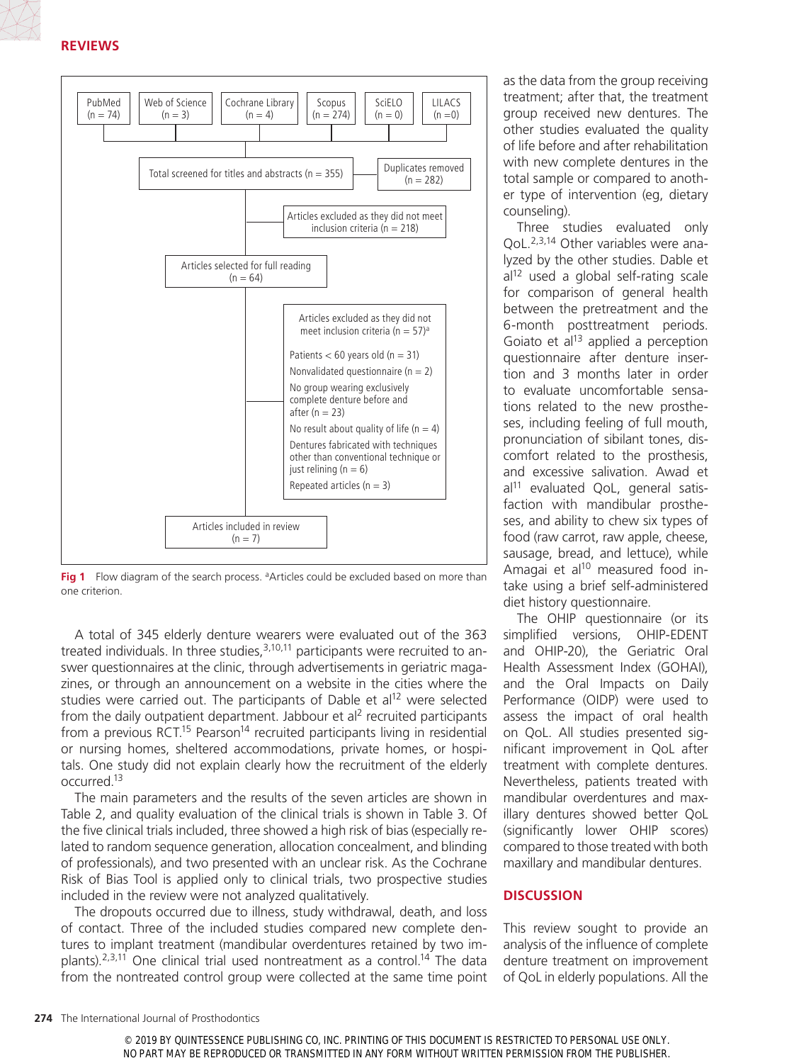PubMed (n = 74) | Web of Science (n = 3) | Cochrane Library (n = 4) | Scopus (n = 274) | SciELO (n = 0) | LILACS (n =0)

Total screened for titles and abstracts (n = 355)

Duplicates removed (n = 282)

Articles excluded as they did not meet inclusion criteria (n = 218)

Articles selected for full reading (n = 64)

Articles excluded as they did not meet inclusion criteria (n = 57)[a]

- Patients < 60 years old (n = 31)
- Nonvalidated questionnaire (n = 2)
- No group wearing exclusively complete denture before and after (n = 23)
- No result about quality of life (n = 4)
- Dentures fabricated with techniques other than conventional technique or just relining (n = 6)
- Repeated articles (n = 3)

Articles included in review (n = 7)

**Fig 1** Flow diagram of the search process. [a]Articles could be excluded based on more than one criterion.

A total of 345 elderly denture wearers were evaluated out of the 363 treated individuals. In three studies,[3,10,11] participants were recruited to answer questionnaires at the clinic, through advertisements in geriatric magazines, or through an announcement on a website in the cities where the studies were carried out. The participants of Dable et al[12] were selected from the daily outpatient department. Jabbour et al[2] recruited participants from a previous RCT.[15] Pearson[14] recruited participants living in residential or nursing homes, sheltered accommodations, private homes, or hospitals. One study did not explain clearly how the recruitment of the elderly occurred.[13]

The main parameters and the results of the seven articles are shown in Table 2, and quality evaluation of the clinical trials is shown in Table 3. Of the five clinical trials included, three showed a high risk of bias (especially related to random sequence generation, allocation concealment, and blinding of professionals), and two presented with an unclear risk. As the Cochrane Risk of Bias Tool is applied only to clinical trials, two prospective studies included in the review were not analyzed qualitatively.

The dropouts occurred due to illness, study withdrawal, death, and loss of contact. Three of the included studies compared new complete dentures to implant treatment (mandibular overdentures retained by two implants).[2,3,11] One clinical trial used nontreatment as a control.[14] The data from the nontreated control group were collected at the same time point as the data from the group receiving treatment; after that, the treatment group received new dentures. The other studies evaluated the quality of life before and after rehabilitation with new complete dentures in the total sample or compared to another type of intervention (eg, dietary counseling).

Three studies evaluated only QoL.[2,3,14] Other variables were analyzed by the other studies. Dable et al[12] used a global self-rating scale for comparison of general health between the pretreatment and the 6-month posttreatment periods. Goiato et al[13] applied a perception questionnaire after denture insertion and 3 months later in order to evaluate uncomfortable sensations related to the new prostheses, including feeling of full mouth, pronunciation of sibilant tones, discomfort related to the prosthesis, and excessive salivation. Awad et al[11] evaluated QoL, general satisfaction with mandibular prostheses, and ability to chew six types of food (raw carrot, raw apple, cheese, sausage, bread, and lettuce), while Amagai et al[10] measured food intake using a brief self-administered diet history questionnaire.

The OHIP questionnaire (or its simplified versions, OHIP-EDENT and OHIP-20), the Geriatric Oral Health Assessment Index (GOHAI), and the Oral Impacts on Daily Performance (OIDP) were used to assess the impact of oral health on QoL. All studies presented significant improvement in QoL after treatment with complete dentures. Nevertheless, patients treated with mandibular overdentures and maxillary dentures showed better QoL (significantly lower OHIP scores) compared to those treated with both maxillary and mandibular dentures.

## DISCUSSION

This review sought to provide an analysis of the influence of complete denture treatment on improvement of QoL in elderly populations. All the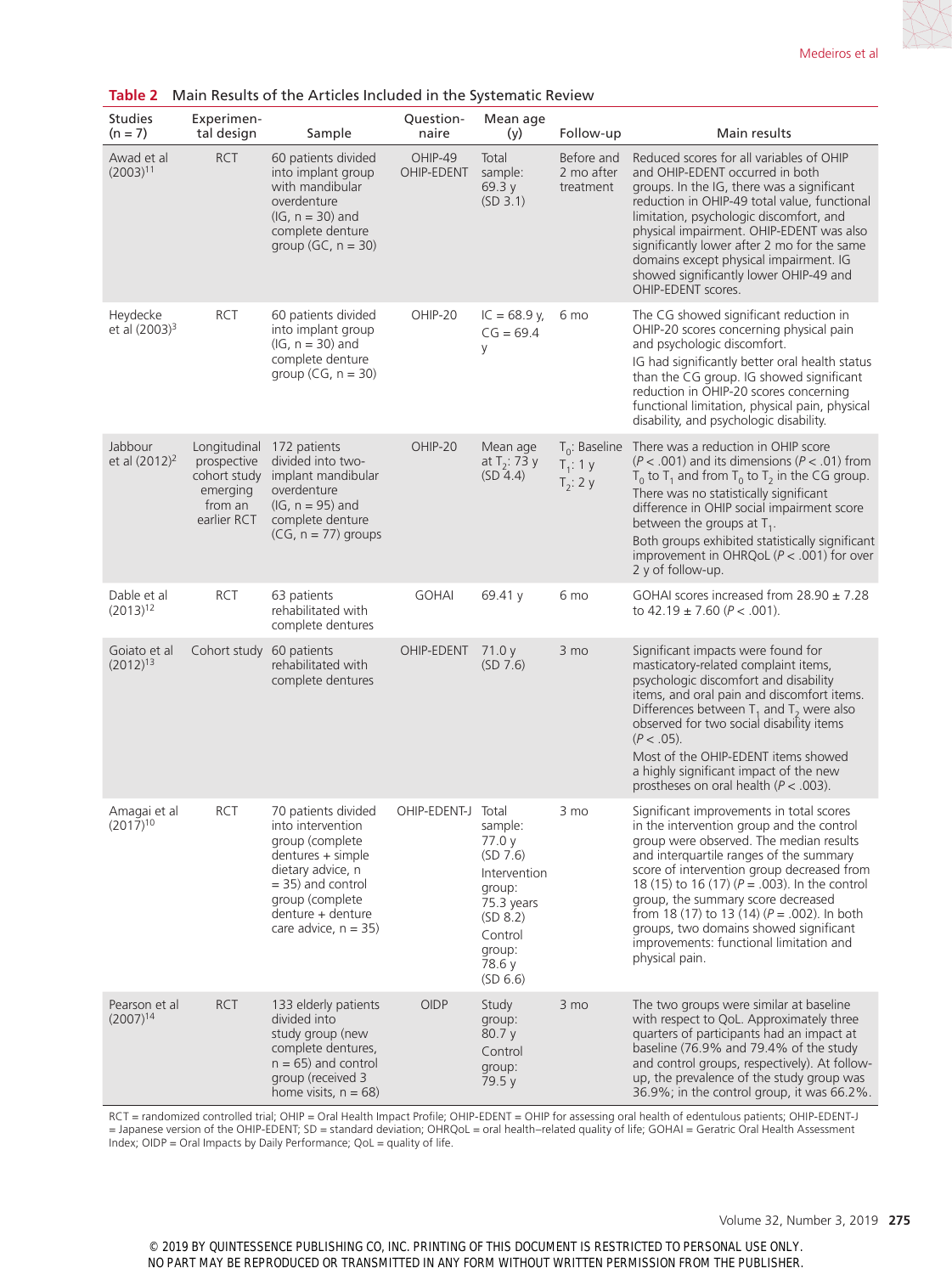**Table 2** Main Results of the Articles Included in the Systematic Review

| Studies (n = 7) | Experimental design | Sample | Questionnaire | Mean age (y) | Follow-up | Main results |
|---|---|---|---|---|---|---|
| Awad et al (2003)[11] | RCT | 60 patients divided into implant group with mandibular overdenture (IG, n = 30) and complete denture group (GC, n = 30) | OHIP-49 OHIP-EDENT | Total sample: 69.3 y (SD 3.1) | Before and 2 mo after treatment | Reduced scores for all variables of OHIP and OHIP-EDENT occurred in both groups. In the IG, there was a significant reduction in OHIP-49 total value, functional limitation, psychologic discomfort, and physical impairment. OHIP-EDENT was also significantly lower after 2 mo for the same domains except physical impairment. IG showed significantly lower OHIP-49 and OHIP-EDENT scores. |
| Heydecke et al (2003)[3] | RCT | 60 patients divided into implant group (IG, n = 30) and complete denture group (CG, n = 30) | OHIP-20 | IC = 68.9 y, CG = 69.4 y | 6 mo | The CG showed significant reduction in OHIP-20 scores concerning physical pain and psychologic discomfort. IG had significantly better oral health status than the CG group. IG showed significant reduction in OHIP-20 scores concerning functional limitation, physical pain, physical disability, and psychologic disability. |
| Jabbour et al (2012)[2] | Longitudinal prospective cohort study emerging from an earlier RCT | 172 patients divided into two-implant mandibular overdenture (IG, n = 95) and complete denture (CG, n = 77) groups | OHIP-20 | Mean age at $T_2$: 73 y (SD 4.4) | $T_0$: Baseline $T_1$: 1 y $T_2$: 2 y | There was a reduction in OHIP score ($P < .001$) and its dimensions ($P < .01$) from $T_0$ to $T_1$ and from $T_0$ to $T_2$ in the CG group. There was no statistically significant difference in OHIP social impairment score between the groups at $T_1$. Both groups exhibited statistically significant improvement in OHRQoL ($P < .001$) for over 2 y of follow-up. |
| Dable et al (2013)[12] | RCT | 63 patients rehabilitated with complete dentures | GOHAI | 69.41 y | 6 mo | GOHAI scores increased from 28.90 ± 7.28 to 42.19 ± 7.60 ($P < .001$). |
| Goiato et al (2012)[13] | Cohort study | 60 patients rehabilitated with complete dentures | OHIP-EDENT | 71.0 y (SD 7.6) | 3 mo | Significant impacts were found for masticatory-related complaint items, psychologic discomfort and disability items, and oral pain and discomfort items. Differences between $T_1$ and $T_2$ were also observed for two social disability items ($P < .05$). Most of the OHIP-EDENT items showed a highly significant impact of the new prostheses on oral health ($P < .003$). |
| Amagai et al (2017)[10] | RCT | 70 patients divided into intervention group (complete dentures + simple dietary advice, n = 35) and control group (complete denture + denture care advice, n = 35) | OHIP-EDENT-J | Total sample: 77.0 y (SD 7.6) Intervention group: 75.3 years (SD 8.2) Control group: 78.6 y (SD 6.6) | 3 mo | Significant improvements in total scores in the intervention group and the control group were observed. The median results and interquartile ranges of the summary score of intervention group decreased from 18 (15) to 16 (17) ($P = .003$). In the control group, the summary score decreased from 18 (17) to 13 (14) ($P = .002$). In both groups, two domains showed significant improvements: functional limitation and physical pain. |
| Pearson et al (2007)[14] | RCT | 133 elderly patients divided into study group (new complete dentures, n = 65) and control group (received 3 home visits, n = 68) | OIDP | Study group: 80.7 y Control group: 79.5 y | 3 mo | The two groups were similar at baseline with respect to QoL. Approximately three quarters of participants had an impact at baseline (76.9% and 79.4% of the study and control groups, respectively). At follow-up, the prevalence of the study group was 36.9%; in the control group, it was 66.2%. |

RCT = randomized controlled trial; OHIP = Oral Health Impact Profile; OHIP-EDENT = OHIP for assessing oral health of edentulous patients; OHIP-EDENT-J = Japanese version of the OHIP-EDENT; SD = standard deviation; OHRQoL = oral health–related quality of life; GOHAI = Geratric Oral Health Assessment Index; OIDP = Oral Impacts by Daily Performance; QoL = quality of life.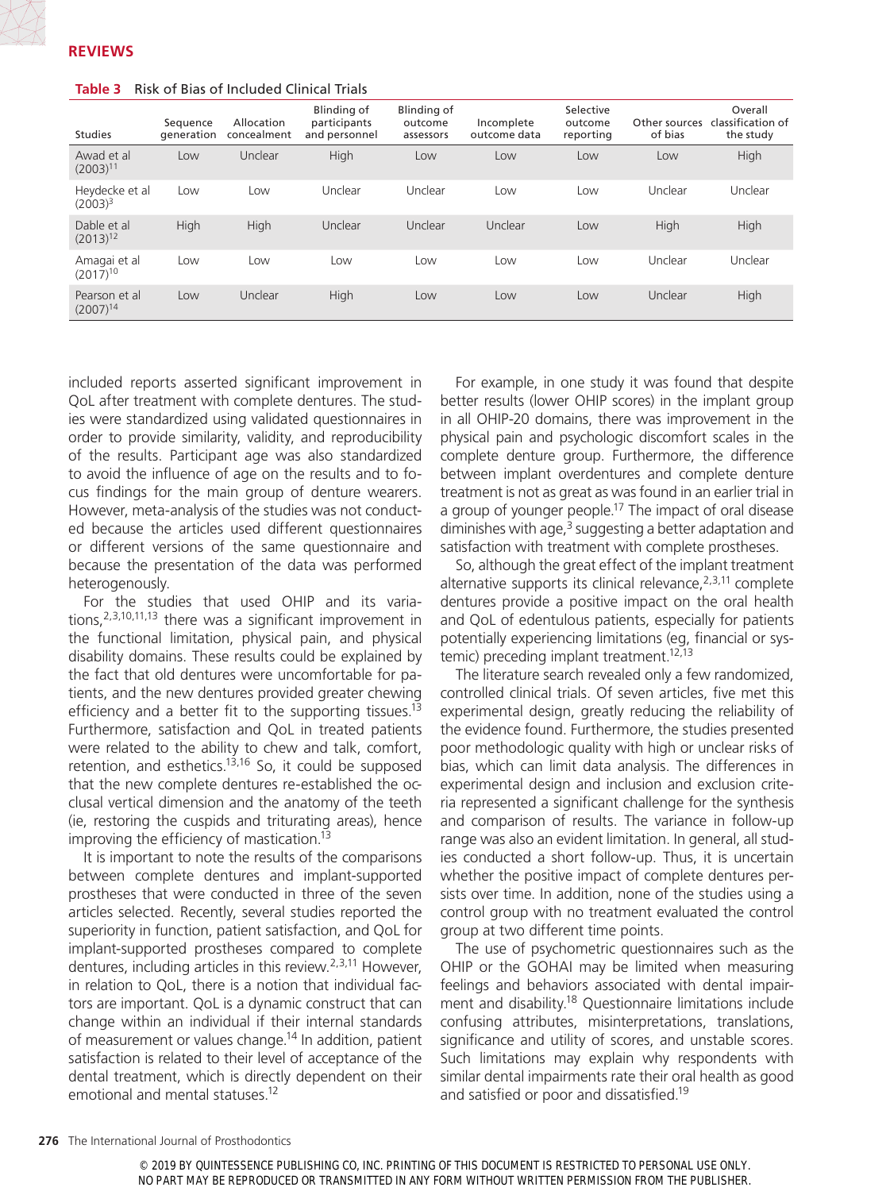**Table 3** Risk of Bias of Included Clinical Trials

| Studies | Sequence generation | Allocation concealment | Blinding of participants and personnel | Blinding of outcome assessors | Incomplete outcome data | Selective outcome reporting | Other sources of bias | Overall classification of the study |
|---|---|---|---|---|---|---|---|---|
| Awad et al (2003)[11] | Low | Unclear | High | Low | Low | Low | Low | High |
| Heydecke et al (2003)[3] | Low | Low | Unclear | Unclear | Low | Low | Unclear | Unclear |
| Dable et al (2013)[12] | High | High | Unclear | Unclear | Unclear | Low | High | High |
| Amagai et al (2017)[10] | Low | Low | Low | Low | Low | Low | Unclear | Unclear |
| Pearson et al (2007)[14] | Low | Unclear | High | Low | Low | Low | Unclear | High |

included reports asserted significant improvement in QoL after treatment with complete dentures. The studies were standardized using validated questionnaires in order to provide similarity, validity, and reproducibility of the results. Participant age was also standardized to avoid the influence of age on the results and to focus findings for the main group of denture wearers. However, meta-analysis of the studies was not conducted because the articles used different questionnaires or different versions of the same questionnaire and because the presentation of the data was performed heterogenously.

For the studies that used OHIP and its variations,[2,3,10,11,13] there was a significant improvement in the functional limitation, physical pain, and physical disability domains. These results could be explained by the fact that old dentures were uncomfortable for patients, and the new dentures provided greater chewing efficiency and a better fit to the supporting tissues.[13] Furthermore, satisfaction and QoL in treated patients were related to the ability to chew and talk, comfort, retention, and esthetics.[13,16] So, it could be supposed that the new complete dentures re-established the occlusal vertical dimension and the anatomy of the teeth (ie, restoring the cuspids and triturating areas), hence improving the efficiency of mastication.[13]

It is important to note the results of the comparisons between complete dentures and implant-supported prostheses that were conducted in three of the seven articles selected. Recently, several studies reported the superiority in function, patient satisfaction, and QoL for implant-supported prostheses compared to complete dentures, including articles in this review.[2,3,11] However, in relation to QoL, there is a notion that individual factors are important. QoL is a dynamic construct that can change within an individual if their internal standards of measurement or values change.[14] In addition, patient satisfaction is related to their level of acceptance of the dental treatment, which is directly dependent on their emotional and mental statuses.[12]

For example, in one study it was found that despite better results (lower OHIP scores) in the implant group in all OHIP-20 domains, there was improvement in the physical pain and psychologic discomfort scales in the complete denture group. Furthermore, the difference between implant overdentures and complete denture treatment is not as great as was found in an earlier trial in a group of younger people.[17] The impact of oral disease diminishes with age,[3] suggesting a better adaptation and satisfaction with treatment with complete prostheses.

So, although the great effect of the implant treatment alternative supports its clinical relevance,[2,3,11] complete dentures provide a positive impact on the oral health and QoL of edentulous patients, especially for patients potentially experiencing limitations (eg, financial or systemic) preceding implant treatment.[12,13]

The literature search revealed only a few randomized, controlled clinical trials. Of seven articles, five met this experimental design, greatly reducing the reliability of the evidence found. Furthermore, the studies presented poor methodologic quality with high or unclear risks of bias, which can limit data analysis. The differences in experimental design and inclusion and exclusion criteria represented a significant challenge for the synthesis and comparison of results. The variance in follow-up range was also an evident limitation. In general, all studies conducted a short follow-up. Thus, it is uncertain whether the positive impact of complete dentures persists over time. In addition, none of the studies using a control group with no treatment evaluated the control group at two different time points.

The use of psychometric questionnaires such as the OHIP or the GOHAI may be limited when measuring feelings and behaviors associated with dental impairment and disability.[18] Questionnaire limitations include confusing attributes, misinterpretations, translations, significance and utility of scores, and unstable scores. Such limitations may explain why respondents with similar dental impairments rate their oral health as good and satisfied or poor and dissatisfied.[19]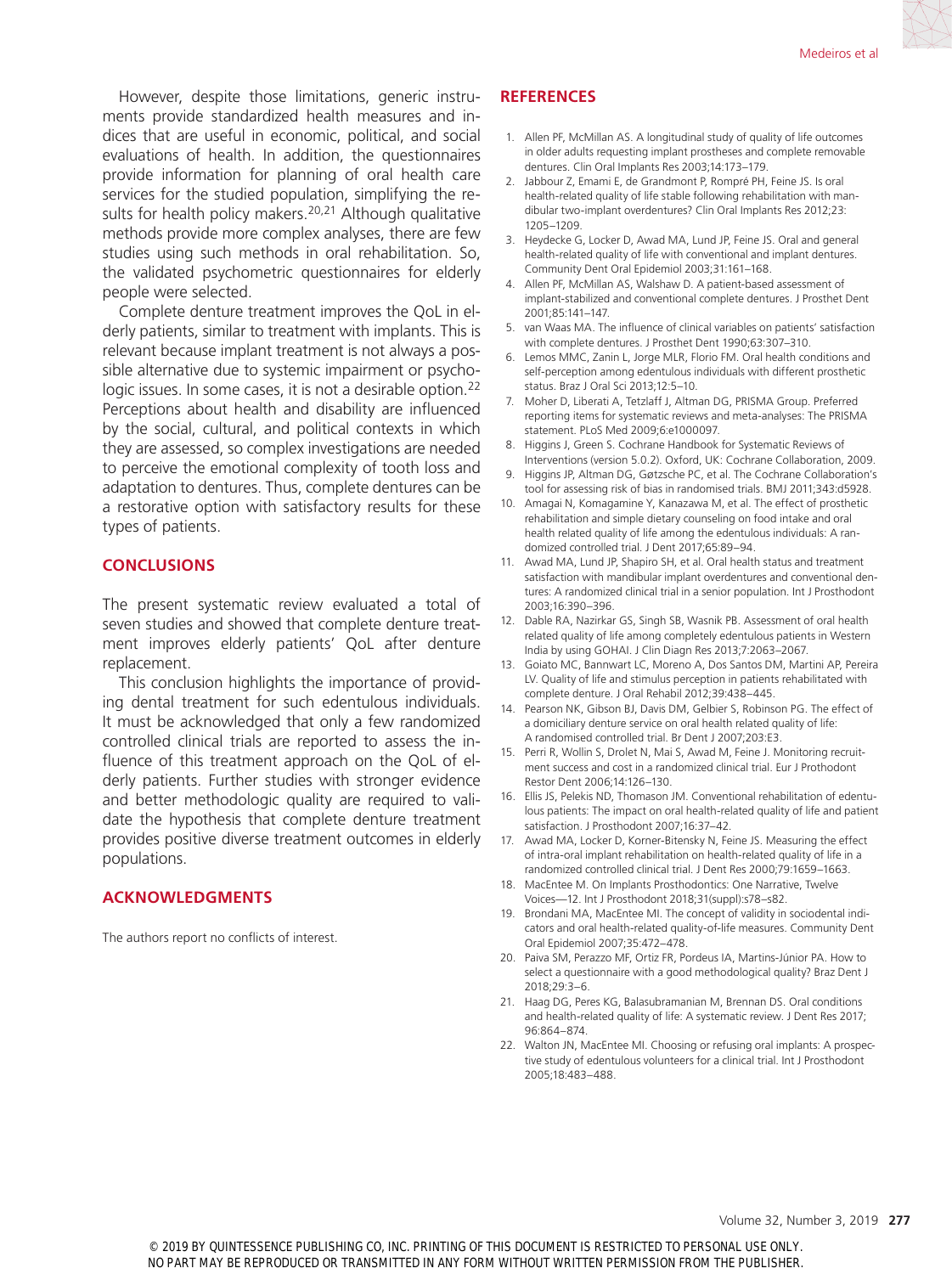However, despite those limitations, generic instruments provide standardized health measures and indices that are useful in economic, political, and social evaluations of health. In addition, the questionnaires provide information for planning of oral health care services for the studied population, simplifying the results for health policy makers.[20,21] Although qualitative methods provide more complex analyses, there are few studies using such methods in oral rehabilitation. So, the validated psychometric questionnaires for elderly people were selected.

Complete denture treatment improves the QoL in elderly patients, similar to treatment with implants. This is relevant because implant treatment is not always a possible alternative due to systemic impairment or psychologic issues. In some cases, it is not a desirable option.[22] Perceptions about health and disability are influenced by the social, cultural, and political contexts in which they are assessed, so complex investigations are needed to perceive the emotional complexity of tooth loss and adaptation to dentures. Thus, complete dentures can be a restorative option with satisfactory results for these types of patients.

## CONCLUSIONS

The present systematic review evaluated a total of seven studies and showed that complete denture treatment improves elderly patients' QoL after denture replacement.

This conclusion highlights the importance of providing dental treatment for such edentulous individuals. It must be acknowledged that only a few randomized controlled clinical trials are reported to assess the influence of this treatment approach on the QoL of elderly patients. Further studies with stronger evidence and better methodologic quality are required to validate the hypothesis that complete denture treatment provides positive diverse treatment outcomes in elderly populations.

## ACKNOWLEDGMENTS

The authors report no conflicts of interest.

## REFERENCES

1. Allen PF, McMillan AS. A longitudinal study of quality of life outcomes in older adults requesting implant prostheses and complete removable dentures. Clin Oral Implants Res 2003;14:173–179.
2. Jabbour Z, Emami E, de Grandmont P, Rompré PH, Feine JS. Is oral health-related quality of life stable following rehabilitation with mandibular two-implant overdentures? Clin Oral Implants Res 2012;23:1205–1209.
3. Heydecke G, Locker D, Awad MA, Lund JP, Feine JS. Oral and general health-related quality of life with conventional and implant dentures. Community Dent Oral Epidemiol 2003;31:161–168.
4. Allen PF, McMillan AS, Walshaw D. A patient-based assessment of implant-stabilized and conventional complete dentures. J Prosthet Dent 2001;85:141–147.
5. van Waas MA. The influence of clinical variables on patients' satisfaction with complete dentures. J Prosthet Dent 1990;63:307–310.
6. Lemos MMC, Zanin L, Jorge MLR, Florio FM. Oral health conditions and self-perception among edentulous individuals with different prosthetic status. Braz J Oral Sci 2013;12:5–10.
7. Moher D, Liberati A, Tetzlaff J, Altman DG, PRISMA Group. Preferred reporting items for systematic reviews and meta-analyses: The PRISMA statement. PLoS Med 2009;6:e1000097.
8. Higgins J, Green S. Cochrane Handbook for Systematic Reviews of Interventions (version 5.0.2). Oxford, UK: Cochrane Collaboration, 2009.
9. Higgins JP, Altman DG, Gøtzsche PC, et al. The Cochrane Collaboration's tool for assessing risk of bias in randomised trials. BMJ 2011;343:d5928.
10. Amagai N, Komagamine Y, Kanazawa M, et al. The effect of prosthetic rehabilitation and simple dietary counseling on food intake and oral health related quality of life among the edentulous individuals: A randomized controlled trial. J Dent 2017;65:89–94.
11. Awad MA, Lund JP, Shapiro SH, et al. Oral health status and treatment satisfaction with mandibular implant overdentures and conventional dentures: A randomized clinical trial in a senior population. Int J Prosthodont 2003;16:390–396.
12. Dable RA, Nazirkar GS, Singh SB, Wasnik PB. Assessment of oral health related quality of life among completely edentulous patients in Western India by using GOHAI. J Clin Diagn Res 2013;7:2063–2067.
13. Goiato MC, Bannwart LC, Moreno A, Dos Santos DM, Martini AP, Pereira LV. Quality of life and stimulus perception in patients rehabilitated with complete denture. J Oral Rehabil 2012;39:438–445.
14. Pearson NK, Gibson BJ, Davis DM, Gelbier S, Robinson PG. The effect of a domiciliary denture service on oral health related quality of life: A randomised controlled trial. Br Dent J 2007;203:E3.
15. Perri R, Wollin S, Drolet N, Mai S, Awad M, Feine J. Monitoring recruitment success and cost in a randomized clinical trial. Eur J Prothodont Restor Dent 2006;14:126–130.
16. Ellis JS, Pelekis ND, Thomason JM. Conventional rehabilitation of edentulous patients: The impact on oral health-related quality of life and patient satisfaction. J Prosthodont 2007;16:37–42.
17. Awad MA, Locker D, Korner-Bitensky N, Feine JS. Measuring the effect of intra-oral implant rehabilitation on health-related quality of life in a randomized controlled clinical trial. J Dent Res 2000;79:1659–1663.
18. MacEntee M. On Implants Prosthodontics: One Narrative, Twelve Voices—12. Int J Prosthodont 2018;31(suppl):s78–s82.
19. Brondani MA, MacEntee MI. The concept of validity in sociodental indicators and oral health-related quality-of-life measures. Community Dent Oral Epidemiol 2007;35:472–478.
20. Paiva SM, Perazzo MF, Ortiz FR, Pordeus IA, Martins-Júnior PA. How to select a questionnaire with a good methodological quality? Braz Dent J 2018;29:3–6.
21. Haag DG, Peres KG, Balasubramanian M, Brennan DS. Oral conditions and health-related quality of life: A systematic review. J Dent Res 2017;96:864–874.
22. Walton JN, MacEntee MI. Choosing or refusing oral implants: A prospective study of edentulous volunteers for a clinical trial. Int J Prosthodont 2005;18:483–488.

© 2019 BY QUINTESSENCE PUBLISHING CO, INC. PRINTING OF THIS DOCUMENT IS RESTRICTED TO PERSONAL USE ONLY. NO PART MAY BE REPRODUCED OR TRANSMITTED IN ANY FORM WITHOUT WRITTEN PERMISSION FROM THE PUBLISHER.